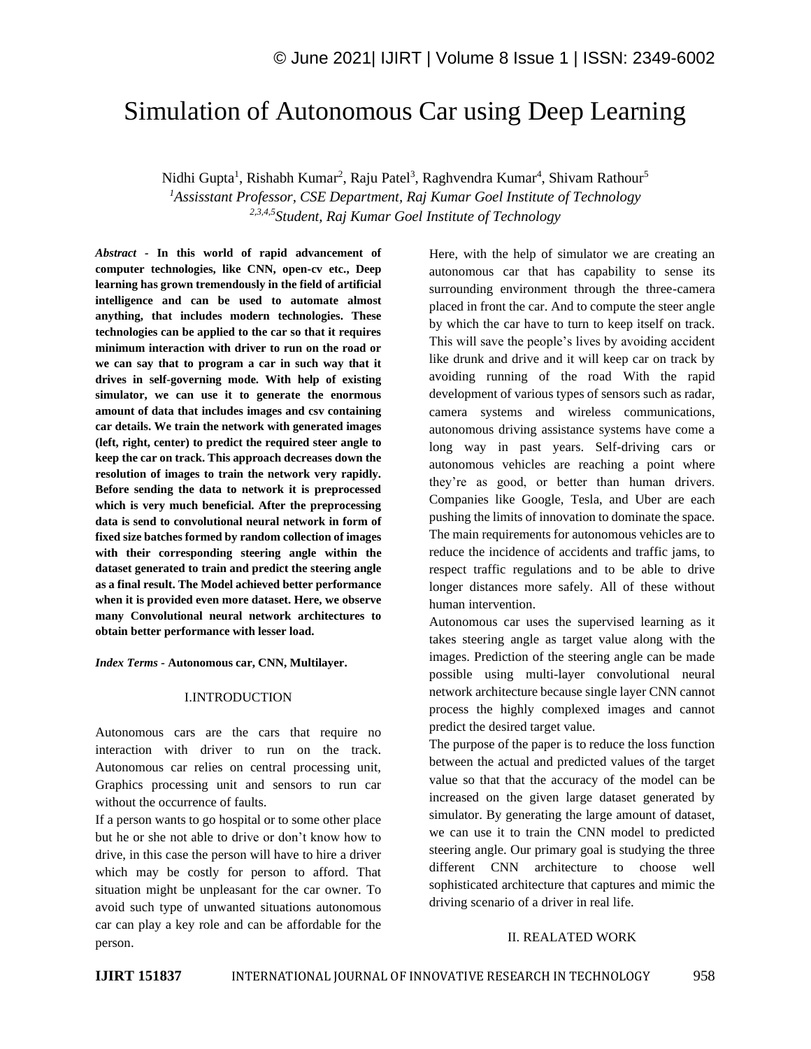# Simulation of Autonomous Car using Deep Learning

Nidhi Gupta[1], Rishabh Kumar[2], Raju Patel[3], Raghvendra Kumar[4], Shivam Rathour[5]

[1]*Assisstant Professor, CSE Department, Raj Kumar Goel Institute of Technology*

[2,3,4,5]*Student, Raj Kumar Goel Institute of Technology*

***Abstract*** **- In this world of rapid advancement of computer technologies, like CNN, open-cv etc., Deep learning has grown tremendously in the field of artificial intelligence and can be used to automate almost anything, that includes modern technologies. These technologies can be applied to the car so that it requires minimum interaction with driver to run on the road or we can say that to program a car in such way that it drives in self-governing mode. With help of existing simulator, we can use it to generate the enormous amount of data that includes images and csv containing car details. We train the network with generated images (left, right, center) to predict the required steer angle to keep the car on track. This approach decreases down the resolution of images to train the network very rapidly. Before sending the data to network it is preprocessed which is very much beneficial. After the preprocessing data is send to convolutional neural network in form of fixed size batches formed by random collection of images with their corresponding steering angle within the dataset generated to train and predict the steering angle as a final result. The Model achieved better performance when it is provided even more dataset. Here, we observe many Convolutional neural network architectures to obtain better performance with lesser load.**

***Index Terms*** **- Autonomous car, CNN, Multilayer.**

## I.INTRODUCTION

Autonomous cars are the cars that require no interaction with driver to run on the track. Autonomous car relies on central processing unit, Graphics processing unit and sensors to run car without the occurrence of faults.

If a person wants to go hospital or to some other place but he or she not able to drive or don't know how to drive, in this case the person will have to hire a driver which may be costly for person to afford. That situation might be unpleasant for the car owner. To avoid such type of unwanted situations autonomous car can play a key role and can be affordable for the person.

Here, with the help of simulator we are creating an autonomous car that has capability to sense its surrounding environment through the three-camera placed in front the car. And to compute the steer angle by which the car have to turn to keep itself on track. This will save the people's lives by avoiding accident like drunk and drive and it will keep car on track by avoiding running of the road With the rapid development of various types of sensors such as radar, camera systems and wireless communications, autonomous driving assistance systems have come a long way in past years. Self-driving cars or autonomous vehicles are reaching a point where they're as good, or better than human drivers. Companies like Google, Tesla, and Uber are each pushing the limits of innovation to dominate the space. The main requirements for autonomous vehicles are to reduce the incidence of accidents and traffic jams, to respect traffic regulations and to be able to drive longer distances more safely. All of these without human intervention.

Autonomous car uses the supervised learning as it takes steering angle as target value along with the images. Prediction of the steering angle can be made possible using multi-layer convolutional neural network architecture because single layer CNN cannot process the highly complexed images and cannot predict the desired target value.

The purpose of the paper is to reduce the loss function between the actual and predicted values of the target value so that that the accuracy of the model can be increased on the given large dataset generated by simulator. By generating the large amount of dataset, we can use it to train the CNN model to predicted steering angle. Our primary goal is studying the three different CNN architecture to choose well sophisticated architecture that captures and mimic the driving scenario of a driver in real life.

## II. REALATED WORK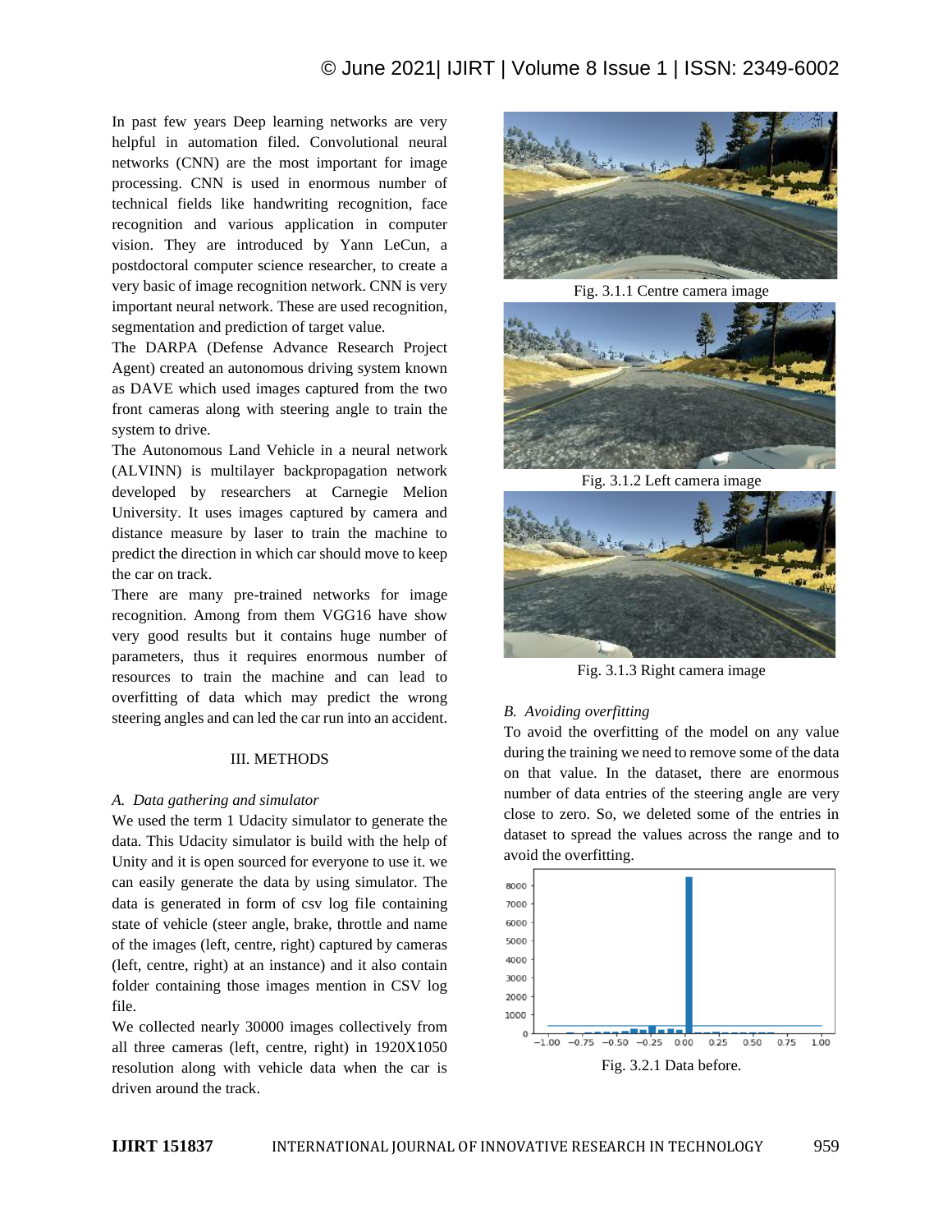In past few years Deep learning networks are very helpful in automation filed. Convolutional neural networks (CNN) are the most important for image processing. CNN is used in enormous number of technical fields like handwriting recognition, face recognition and various application in computer vision. They are introduced by Yann LeCun, a postdoctoral computer science researcher, to create a very basic of image recognition network. CNN is very important neural network. These are used recognition, segmentation and prediction of target value.

The DARPA (Defense Advance Research Project Agent) created an autonomous driving system known as DAVE which used images captured from the two front cameras along with steering angle to train the system to drive.

The Autonomous Land Vehicle in a neural network (ALVINN) is multilayer backpropagation network developed by researchers at Carnegie Melion University. It uses images captured by camera and distance measure by laser to train the machine to predict the direction in which car should move to keep the car on track.

There are many pre-trained networks for image recognition. Among from them VGG16 have show very good results but it contains huge number of parameters, thus it requires enormous number of resources to train the machine and can lead to overfitting of data which may predict the wrong steering angles and can led the car run into an accident.

## III. METHODS

### *A. Data gathering and simulator*

We used the term 1 Udacity simulator to generate the data. This Udacity simulator is build with the help of Unity and it is open sourced for everyone to use it. we can easily generate the data by using simulator. The data is generated in form of csv log file containing state of vehicle (steer angle, brake, throttle and name of the images (left, centre, right) captured by cameras (left, centre, right) at an instance) and it also contain folder containing those images mention in CSV log file.

We collected nearly 30000 images collectively from all three cameras (left, centre, right) in 1920X1050 resolution along with vehicle data when the car is driven around the track.

Fig. 3.1.1 Centre camera image

Fig. 3.1.2 Left camera image

Fig. 3.1.3 Right camera image

### *B. Avoiding overfitting*

To avoid the overfitting of the model on any value during the training we need to remove some of the data on that value. In the dataset, there are enormous number of data entries of the steering angle are very close to zero. So, we deleted some of the entries in dataset to spread the values across the range and to avoid the overfitting.

Fig. 3.2.1 Data before.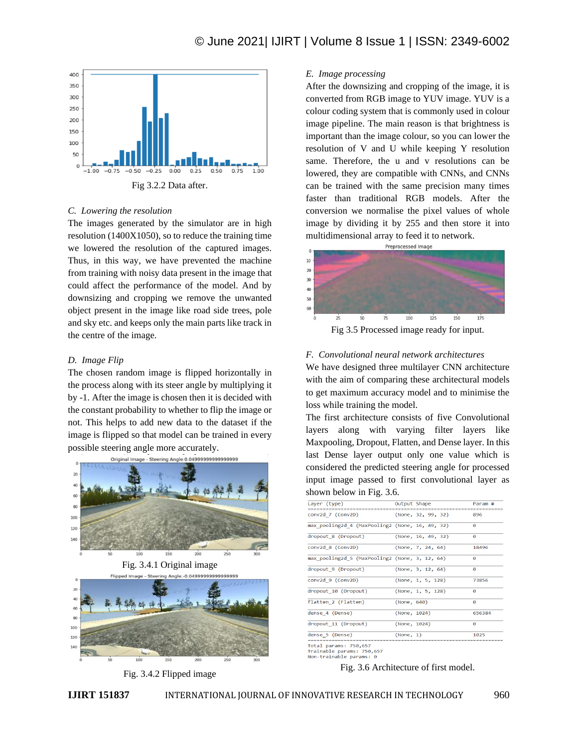Fig 3.2.2 Data after.

### C. Lowering the resolution

The images generated by the simulator are in high resolution (1400X1050), so to reduce the training time we lowered the resolution of the captured images. Thus, in this way, we have prevented the machine from training with noisy data present in the image that could affect the performance of the model. And by downsizing and cropping we remove the unwanted object present in the image like road side trees, pole and sky etc. and keeps only the main parts like track in the centre of the image.

### D. Image Flip

The chosen random image is flipped horizontally in the process along with its steer angle by multiplying it by -1. After the image is chosen then it is decided with the constant probability to whether to flip the image or not. This helps to add new data to the dataset if the image is flipped so that model can be trained in every possible steering angle more accurately.

Fig. 3.4.1 Original image

Fig. 3.4.2 Flipped image

### E. Image processing

After the downsizing and cropping of the image, it is converted from RGB image to YUV image. YUV is a colour coding system that is commonly used in colour image pipeline. The main reason is that brightness is important than the image colour, so you can lower the resolution of V and U while keeping Y resolution same. Therefore, the u and v resolutions can be lowered, they are compatible with CNNs, and CNNs can be trained with the same precision many times faster than traditional RGB models. After the conversion we normalise the pixel values of whole image by dividing it by 255 and then store it into multidimensional array to feed it to network.

Fig 3.5 Processed image ready for input.

### F. Convolutional neural network architectures

We have designed three multilayer CNN architecture with the aim of comparing these architectural models to get maximum accuracy model and to minimise the loss while training the model.

The first architecture consists of five Convolutional layers along with varying filter layers like Maxpooling, Dropout, Flatten, and Dense layer. In this last Dense layer output only one value which is considered the predicted steering angle for processed input image passed to first convolutional layer as shown below in Fig. 3.6.

| Layer (type) | Output Shape | Param # |
|---|---|---|
| conv2d_7 (Conv2D) | (None, 32, 99, 32) | 896 |
| max_pooling2d_4 (MaxPooling2 | (None, 16, 49, 32) | 0 |
| dropout_8 (Dropout) | (None, 16, 49, 32) | 0 |
| conv2d_8 (Conv2D) | (None, 7, 24, 64) | 18496 |
| max_pooling2d_5 (MaxPooling2 | (None, 3, 12, 64) | 0 |
| dropout_9 (Dropout) | (None, 3, 12, 64) | 0 |
| conv2d_9 (Conv2D) | (None, 1, 5, 128) | 73856 |
| dropout_10 (Dropout) | (None, 1, 5, 128) | 0 |
| flatten_2 (Flatten) | (None, 640) | 0 |
| dense_4 (Dense) | (None, 1024) | 656384 |
| dropout_11 (Dropout) | (None, 1024) | 0 |
| dense_5 (Dense) | (None, 1) | 1025 |

Total params: 750,657
Trainable params: 750,657
Non-trainable params: 0

Fig. 3.6 Architecture of first model.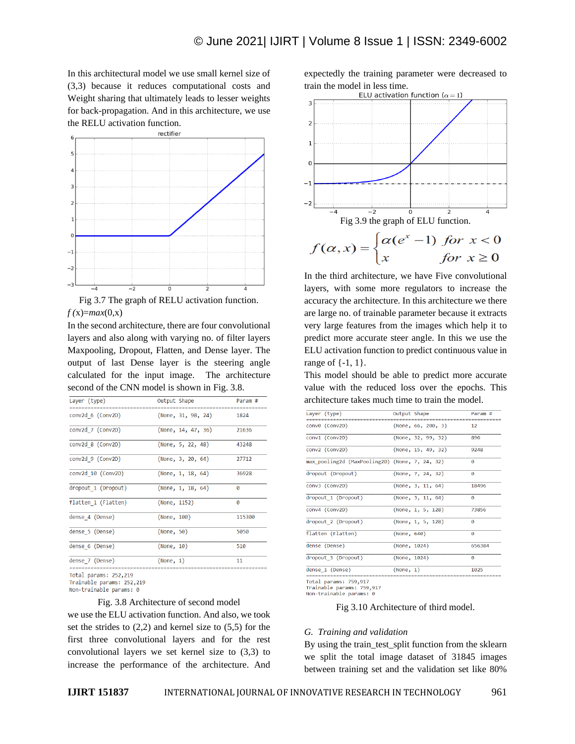In this architectural model we use small kernel size of (3,3) because it reduces computational costs and Weight sharing that ultimately leads to lesser weights for back-propagation. And in this architecture, we use the RELU activation function.

Fig 3.7 The graph of RELU activation function.

$f(x) = max(0,x)$

In the second architecture, there are four convolutional layers and also along with varying no. of filter layers Maxpooling, Dropout, Flatten, and Dense layer. The output of last Dense layer is the steering angle calculated for the input image. The architecture second of the CNN model is shown in Fig. 3.8.

| Layer (type) | Output Shape | Param # |
|---|---|---|
| conv2d_6 (Conv2D) | (None, 31, 98, 24) | 1824 |
| conv2d_7 (Conv2D) | (None, 14, 47, 36) | 21636 |
| conv2d_8 (Conv2D) | (None, 5, 22, 48) | 43248 |
| conv2d_9 (Conv2D) | (None, 3, 20, 64) | 27712 |
| conv2d_10 (Conv2D) | (None, 1, 18, 64) | 36928 |
| dropout_1 (Dropout) | (None, 1, 18, 64) | 0 |
| flatten_1 (Flatten) | (None, 1152) | 0 |
| dense_4 (Dense) | (None, 100) | 115300 |
| dense_5 (Dense) | (None, 50) | 5050 |
| dense_6 (Dense) | (None, 10) | 510 |
| dense_7 (Dense) | (None, 1) | 11 |

Total params: 252,219
Trainable params: 252,219
Non-trainable params: 0

Fig. 3.8 Architecture of second model

we use the ELU activation function. And also, we took set the strides to (2,2) and kernel size to (5,5) for the first three convolutional layers and for the rest convolutional layers we set kernel size to (3,3) to increase the performance of the architecture. And expectedly the training parameter were decreased to train the model in less time.

Fig 3.9 the graph of ELU function.

$$f(\alpha, x) = \begin{cases} \alpha(e^x - 1) & for\ x < 0 \\ x & for\ x \geq 0 \end{cases}$$

In the third architecture, we have Five convolutional layers, with some more regulators to increase the accuracy the architecture. In this architecture we there are large no. of trainable parameter because it extracts very large features from the images which help it to predict more accurate steer angle. In this we use the ELU activation function to predict continuous value in range of {-1, 1}.

This model should be able to predict more accurate value with the reduced loss over the epochs. This architecture takes much time to train the model.

| Layer (type) | Output Shape | Param # |
|---|---|---|
| conv0 (Conv2D) | (None, 66, 200, 3) | 12 |
| conv1 (Conv2D) | (None, 32, 99, 32) | 896 |
| conv2 (Conv2D) | (None, 15, 49, 32) | 9248 |
| max_pooling2d (MaxPooling2D) | (None, 7, 24, 32) | 0 |
| dropout (Dropout) | (None, 7, 24, 32) | 0 |
| conv3 (Conv2D) | (None, 3, 11, 64) | 18496 |
| dropout_1 (Dropout) | (None, 3, 11, 64) | 0 |
| conv4 (Conv2D) | (None, 1, 5, 128) | 73856 |
| dropout_2 (Dropout) | (None, 1, 5, 128) | 0 |
| flatten (Flatten) | (None, 640) | 0 |
| dense (Dense) | (None, 1024) | 656384 |
| dropout_3 (Dropout) | (None, 1024) | 0 |
| dense_1 (Dense) | (None, 1) | 1025 |

Total params: 759,917
Trainable params: 759,917
Non-trainable params: 0

Fig 3.10 Architecture of third model.

### *G. Training and validation*

By using the train_test_split function from the sklearn we split the total image dataset of 31845 images between training set and the validation set like 80%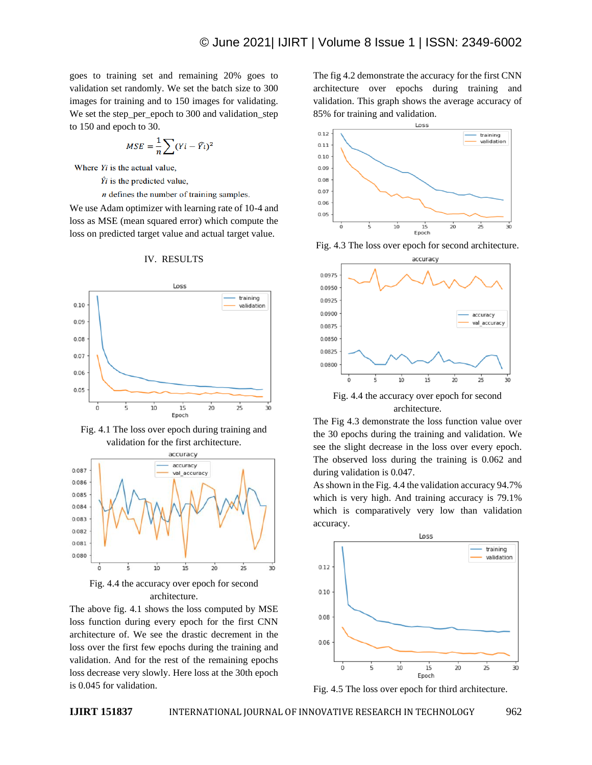goes to training set and remaining 20% goes to validation set randomly. We set the batch size to 300 images for training and to 150 images for validating. We set the step_per_epoch to 300 and validation_step to 150 and epoch to 30.

$$MSE = \frac{1}{n}\sum (Yi - \hat{Y}i)^2$$

Where $Yi$ is the actual value,

$\hat{Y}i$ is the predicted value,

$n$ defines the number of training samples.

We use Adam optimizer with learning rate of 10-4 and loss as MSE (mean squared error) which compute the loss on predicted target value and actual target value.

## IV. RESULTS

Fig. 4.1 The loss over epoch during training and validation for the first architecture.

Fig. 4.4 the accuracy over epoch for second architecture.

The above fig. 4.1 shows the loss computed by MSE loss function during every epoch for the first CNN architecture of. We see the drastic decrement in the loss over the first few epochs during the training and validation. And for the rest of the remaining epochs loss decrease very slowly. Here loss at the 30th epoch is 0.045 for validation.

The fig 4.2 demonstrate the accuracy for the first CNN architecture over epochs during training and validation. This graph shows the average accuracy of 85% for training and validation.

Fig. 4.3 The loss over epoch for second architecture.

Fig. 4.4 the accuracy over epoch for second architecture.

The Fig 4.3 demonstrate the loss function value over the 30 epochs during the training and validation. We see the slight decrease in the loss over every epoch. The observed loss during the training is 0.062 and during validation is 0.047.

As shown in the Fig. 4.4 the validation accuracy 94.7% which is very high. And training accuracy is 79.1% which is comparatively very low than validation accuracy.

Fig. 4.5 The loss over epoch for third architecture.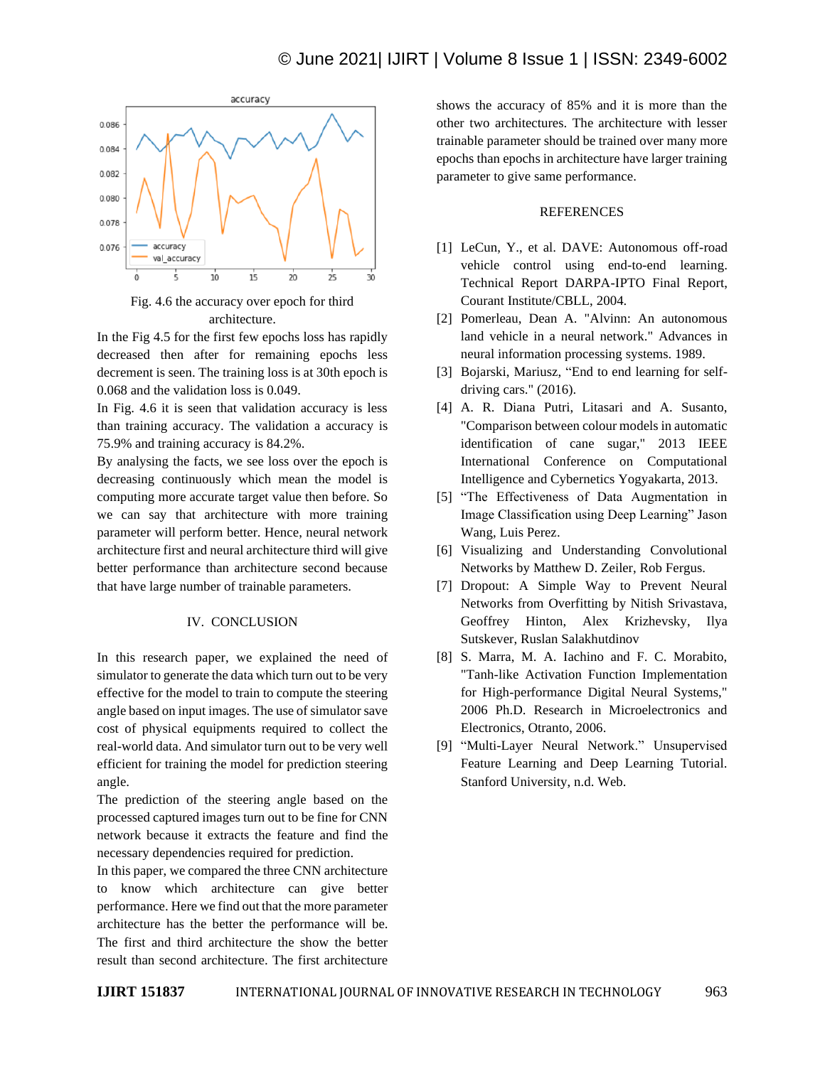accuracy

0.086
0.084
0.082
0.080
0.078
0.076

0 5 10 15 20 25 30

accuracy
val_accuracy

Fig. 4.6 the accuracy over epoch for third architecture.

In the Fig 4.5 for the first few epochs loss has rapidly decreased then after for remaining epochs less decrement is seen. The training loss is at 30th epoch is 0.068 and the validation loss is 0.049.

In Fig. 4.6 it is seen that validation accuracy is less than training accuracy. The validation a accuracy is 75.9% and training accuracy is 84.2%.

By analysing the facts, we see loss over the epoch is decreasing continuously which mean the model is computing more accurate target value then before. So we can say that architecture with more training parameter will perform better. Hence, neural network architecture first and neural architecture third will give better performance than architecture second because that have large number of trainable parameters.

## IV. CONCLUSION

In this research paper, we explained the need of simulator to generate the data which turn out to be very effective for the model to train to compute the steering angle based on input images. The use of simulator save cost of physical equipments required to collect the real-world data. And simulator turn out to be very well efficient for training the model for prediction steering angle.

The prediction of the steering angle based on the processed captured images turn out to be fine for CNN network because it extracts the feature and find the necessary dependencies required for prediction.

In this paper, we compared the three CNN architecture to know which architecture can give better performance. Here we find out that the more parameter architecture has the better the performance will be. The first and third architecture the show the better result than second architecture. The first architecture shows the accuracy of 85% and it is more than the other two architectures. The architecture with lesser trainable parameter should be trained over many more epochs than epochs in architecture have larger training parameter to give same performance.

## REFERENCES

[1] LeCun, Y., et al. DAVE: Autonomous off-road vehicle control using end-to-end learning. Technical Report DARPA-IPTO Final Report, Courant Institute/CBLL, 2004.

[2] Pomerleau, Dean A. "Alvinn: An autonomous land vehicle in a neural network." Advances in neural information processing systems. 1989.

[3] Bojarski, Mariusz, "End to end learning for self-driving cars." (2016).

[4] A. R. Diana Putri, Litasari and A. Susanto, "Comparison between colour models in automatic identification of cane sugar," 2013 IEEE International Conference on Computational Intelligence and Cybernetics Yogyakarta, 2013.

[5] "The Effectiveness of Data Augmentation in Image Classification using Deep Learning" Jason Wang, Luis Perez.

[6] Visualizing and Understanding Convolutional Networks by Matthew D. Zeiler, Rob Fergus.

[7] Dropout: A Simple Way to Prevent Neural Networks from Overfitting by Nitish Srivastava, Geoffrey Hinton, Alex Krizhevsky, Ilya Sutskever, Ruslan Salakhutdinov

[8] S. Marra, M. A. Iachino and F. C. Morabito, "Tanh-like Activation Function Implementation for High-performance Digital Neural Systems," 2006 Ph.D. Research in Microelectronics and Electronics, Otranto, 2006.

[9] "Multi-Layer Neural Network." Unsupervised Feature Learning and Deep Learning Tutorial. Stanford University, n.d. Web.